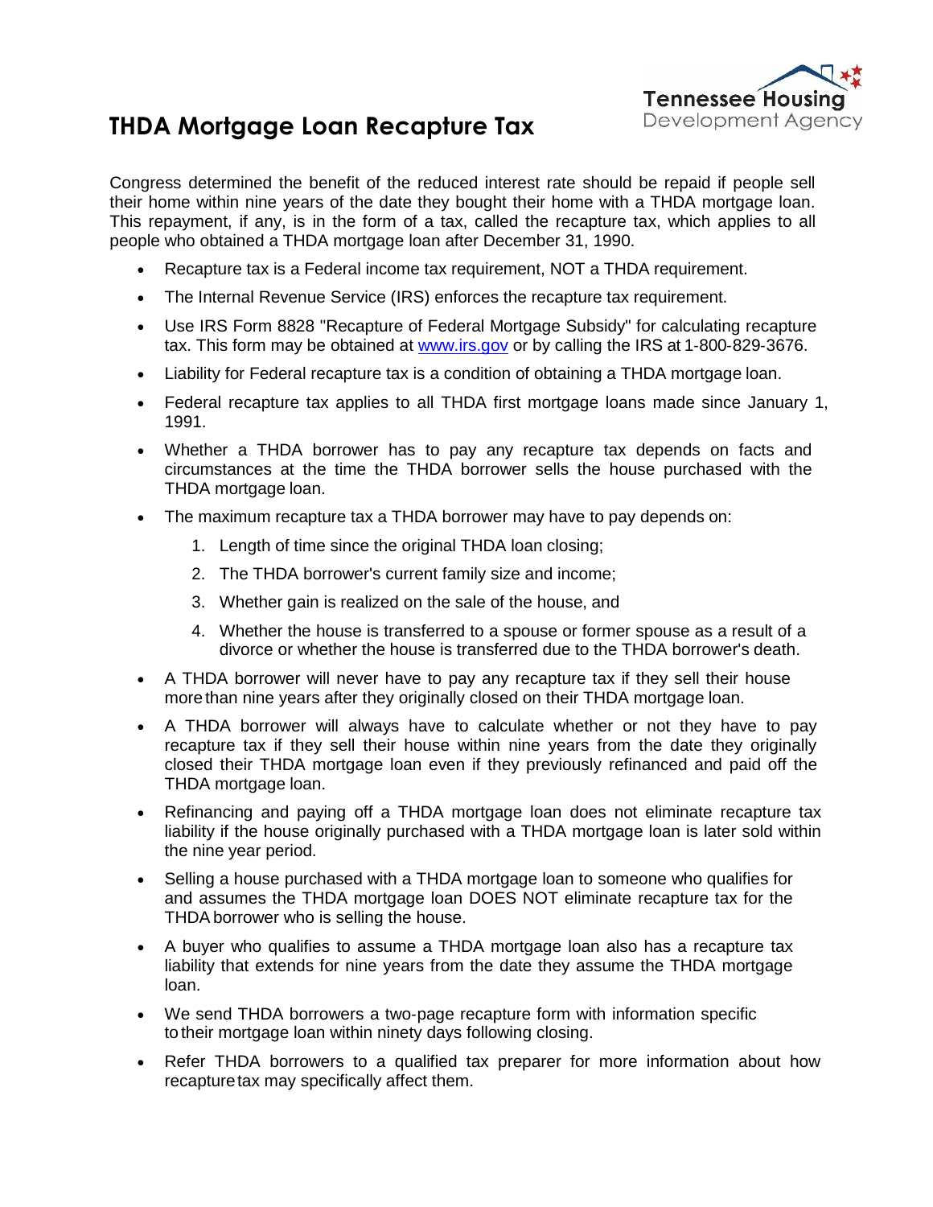# THDA Mortgage Loan Recapture Tax

Tennessee Housing Development Agency

Congress determined the benefit of the reduced interest rate should be repaid if people sell their home within nine years of the date they bought their home with a THDA mortgage loan. This repayment, if any, is in the form of a tax, called the recapture tax, which applies to all people who obtained a THDA mortgage loan after December 31, 1990.

- Recapture tax is a Federal income tax requirement, NOT a THDA requirement.
- The Internal Revenue Service (IRS) enforces the recapture tax requirement.
- Use IRS Form 8828 "Recapture of Federal Mortgage Subsidy" for calculating recapture tax. This form may be obtained at [www.irs.gov](http://www.irs.gov) or by calling the IRS at 1-800-829-3676.
- Liability for Federal recapture tax is a condition of obtaining a THDA mortgage loan.
- Federal recapture tax applies to all THDA first mortgage loans made since January 1, 1991.
- Whether a THDA borrower has to pay any recapture tax depends on facts and circumstances at the time the THDA borrower sells the house purchased with the THDA mortgage loan.
- The maximum recapture tax a THDA borrower may have to pay depends on:
  1. Length of time since the original THDA loan closing;
  2. The THDA borrower's current family size and income;
  3. Whether gain is realized on the sale of the house, and
  4. Whether the house is transferred to a spouse or former spouse as a result of a divorce or whether the house is transferred due to the THDA borrower's death.
- A THDA borrower will never have to pay any recapture tax if they sell their house more than nine years after they originally closed on their THDA mortgage loan.
- A THDA borrower will always have to calculate whether or not they have to pay recapture tax if they sell their house within nine years from the date they originally closed their THDA mortgage loan even if they previously refinanced and paid off the THDA mortgage loan.
- Refinancing and paying off a THDA mortgage loan does not eliminate recapture tax liability if the house originally purchased with a THDA mortgage loan is later sold within the nine year period.
- Selling a house purchased with a THDA mortgage loan to someone who qualifies for and assumes the THDA mortgage loan DOES NOT eliminate recapture tax for the THDA borrower who is selling the house.
- A buyer who qualifies to assume a THDA mortgage loan also has a recapture tax liability that extends for nine years from the date they assume the THDA mortgage loan.
- We send THDA borrowers a two-page recapture form with information specific to their mortgage loan within ninety days following closing.
- Refer THDA borrowers to a qualified tax preparer for more information about how recapture tax may specifically affect them.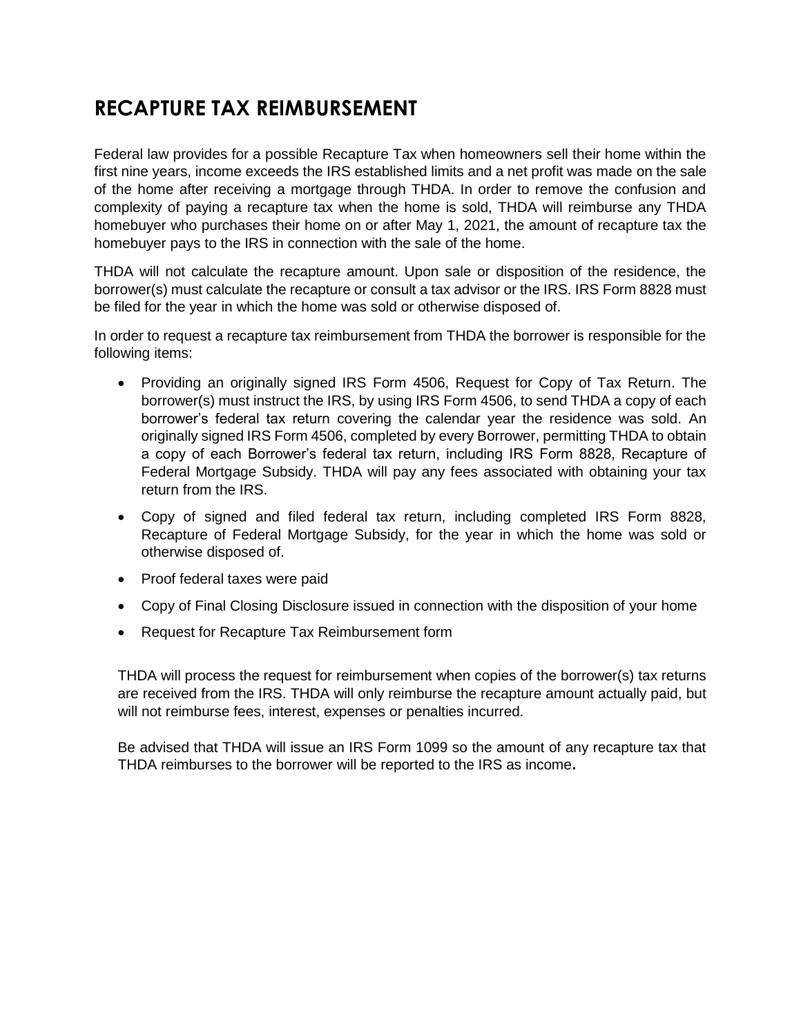# RECAPTURE TAX REIMBURSEMENT

Federal law provides for a possible Recapture Tax when homeowners sell their home within the first nine years, income exceeds the IRS established limits and a net profit was made on the sale of the home after receiving a mortgage through THDA. In order to remove the confusion and complexity of paying a recapture tax when the home is sold, THDA will reimburse any THDA homebuyer who purchases their home on or after May 1, 2021, the amount of recapture tax the homebuyer pays to the IRS in connection with the sale of the home.

THDA will not calculate the recapture amount. Upon sale or disposition of the residence, the borrower(s) must calculate the recapture or consult a tax advisor or the IRS. IRS Form 8828 must be filed for the year in which the home was sold or otherwise disposed of.

In order to request a recapture tax reimbursement from THDA the borrower is responsible for the following items:

- Providing an originally signed IRS Form 4506, Request for Copy of Tax Return. The borrower(s) must instruct the IRS, by using IRS Form 4506, to send THDA a copy of each borrower's federal tax return covering the calendar year the residence was sold. An originally signed IRS Form 4506, completed by every Borrower, permitting THDA to obtain a copy of each Borrower's federal tax return, including IRS Form 8828, Recapture of Federal Mortgage Subsidy. THDA will pay any fees associated with obtaining your tax return from the IRS.
- Copy of signed and filed federal tax return, including completed IRS Form 8828, Recapture of Federal Mortgage Subsidy, for the year in which the home was sold or otherwise disposed of.
- Proof federal taxes were paid
- Copy of Final Closing Disclosure issued in connection with the disposition of your home
- Request for Recapture Tax Reimbursement form

THDA will process the request for reimbursement when copies of the borrower(s) tax returns are received from the IRS. THDA will only reimburse the recapture amount actually paid, but will not reimburse fees, interest, expenses or penalties incurred.

Be advised that THDA will issue an IRS Form 1099 so the amount of any recapture tax that THDA reimburses to the borrower will be reported to the IRS as income**.**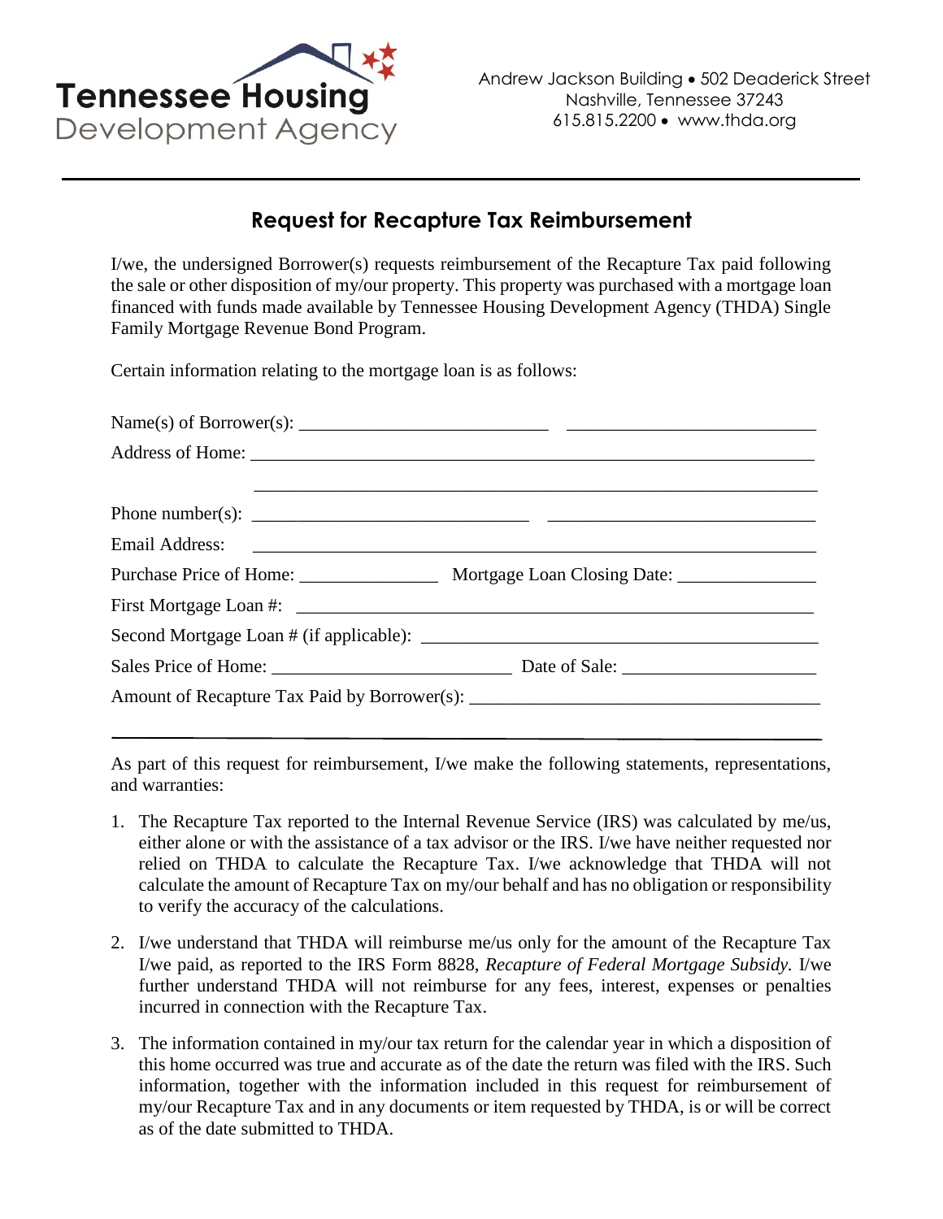Tennessee Housing Development Agency

Andrew Jackson Building • 502 Deaderick Street
Nashville, Tennessee 37243
615.815.2200 • www.thda.org

---

## Request for Recapture Tax Reimbursement

I/we, the undersigned Borrower(s) requests reimbursement of the Recapture Tax paid following the sale or other disposition of my/our property. This property was purchased with a mortgage loan financed with funds made available by Tennessee Housing Development Agency (THDA) Single Family Mortgage Revenue Bond Program.

Certain information relating to the mortgage loan is as follows:

Name(s) of Borrower(s): ___________________________ ___________________________

Address of Home: ______________________________________________________________

________________________________________________________________

Phone number(s): ______________________________ ______________________________

Email Address: ______________________________________________________________

Purchase Price of Home: _______________ Mortgage Loan Closing Date: _______________

First Mortgage Loan #: ________________________________________________________

Second Mortgage Loan # (if applicable): ____________________________________________

Sales Price of Home: __________________________ Date of Sale: _____________________

Amount of Recapture Tax Paid by Borrower(s): _____________________________________

---

As part of this request for reimbursement, I/we make the following statements, representations, and warranties:

1. The Recapture Tax reported to the Internal Revenue Service (IRS) was calculated by me/us, either alone or with the assistance of a tax advisor or the IRS. I/we have neither requested nor relied on THDA to calculate the Recapture Tax. I/we acknowledge that THDA will not calculate the amount of Recapture Tax on my/our behalf and has no obligation or responsibility to verify the accuracy of the calculations.

2. I/we understand that THDA will reimburse me/us only for the amount of the Recapture Tax I/we paid, as reported to the IRS Form 8828, *Recapture of Federal Mortgage Subsidy.* I/we further understand THDA will not reimburse for any fees, interest, expenses or penalties incurred in connection with the Recapture Tax.

3. The information contained in my/our tax return for the calendar year in which a disposition of this home occurred was true and accurate as of the date the return was filed with the IRS. Such information, together with the information included in this request for reimbursement of my/our Recapture Tax and in any documents or item requested by THDA, is or will be correct as of the date submitted to THDA.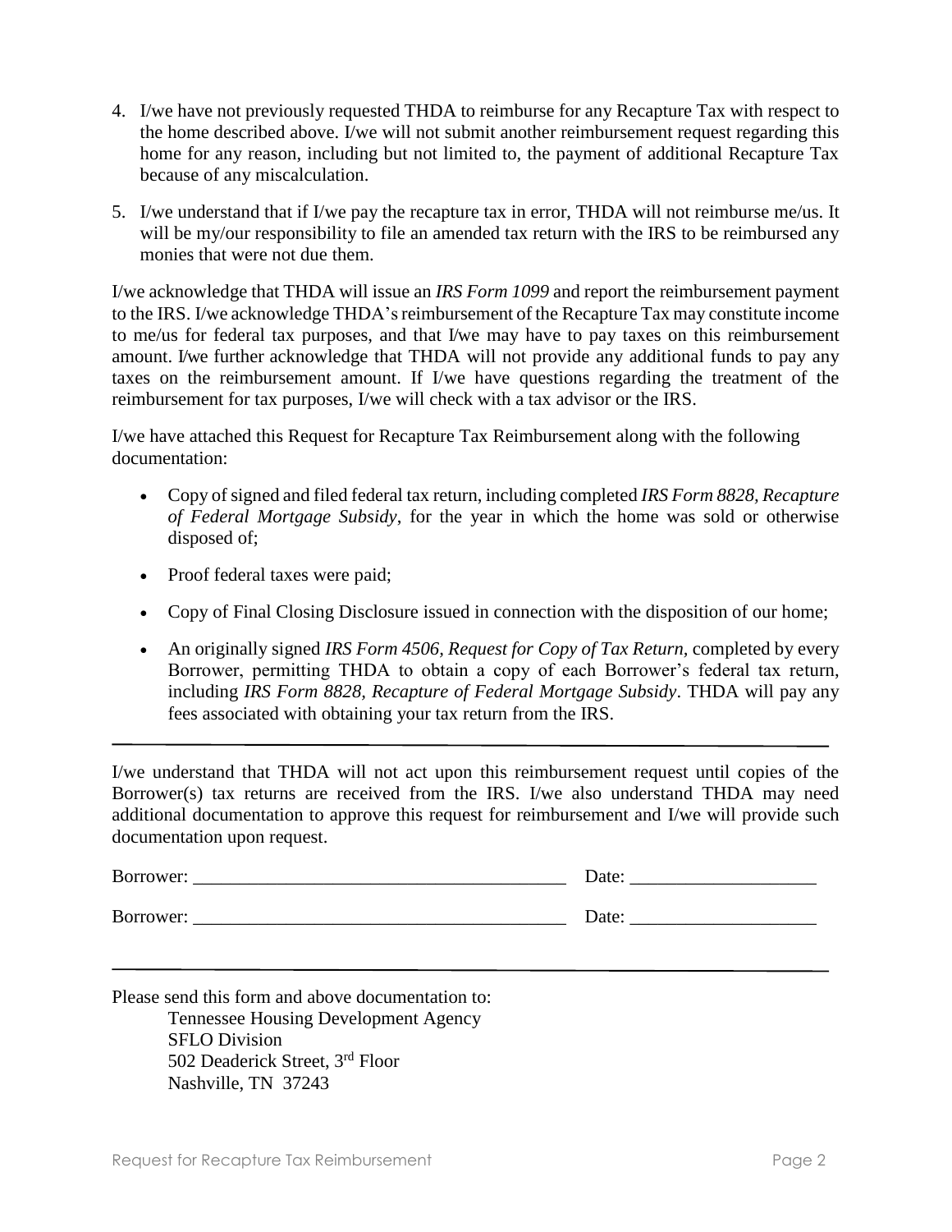4. I/we have not previously requested THDA to reimburse for any Recapture Tax with respect to the home described above. I/we will not submit another reimbursement request regarding this home for any reason, including but not limited to, the payment of additional Recapture Tax because of any miscalculation.

5. I/we understand that if I/we pay the recapture tax in error, THDA will not reimburse me/us. It will be my/our responsibility to file an amended tax return with the IRS to be reimbursed any monies that were not due them.

I/we acknowledge that THDA will issue an *IRS Form 1099* and report the reimbursement payment to the IRS. I/we acknowledge THDA's reimbursement of the Recapture Tax may constitute income to me/us for federal tax purposes, and that I/we may have to pay taxes on this reimbursement amount. I/we further acknowledge that THDA will not provide any additional funds to pay any taxes on the reimbursement amount. If I/we have questions regarding the treatment of the reimbursement for tax purposes, I/we will check with a tax advisor or the IRS.

I/we have attached this Request for Recapture Tax Reimbursement along with the following documentation:

- Copy of signed and filed federal tax return, including completed *IRS Form 8828, Recapture of Federal Mortgage Subsidy*, for the year in which the home was sold or otherwise disposed of;
- Proof federal taxes were paid;
- Copy of Final Closing Disclosure issued in connection with the disposition of our home;
- An originally signed *IRS Form 4506, Request for Copy of Tax Return,* completed by every Borrower, permitting THDA to obtain a copy of each Borrower's federal tax return, including *IRS Form 8828, Recapture of Federal Mortgage Subsidy*. THDA will pay any fees associated with obtaining your tax return from the IRS.

---

I/we understand that THDA will not act upon this reimbursement request until copies of the Borrower(s) tax returns are received from the IRS. I/we also understand THDA may need additional documentation to approve this request for reimbursement and I/we will provide such documentation upon request.

Borrower: ________________________________________ Date: ____________________

Borrower: ________________________________________ Date: ____________________

---

Please send this form and above documentation to:

Tennessee Housing Development Agency
SFLO Division
502 Deaderick Street, 3rd Floor
Nashville, TN 37243